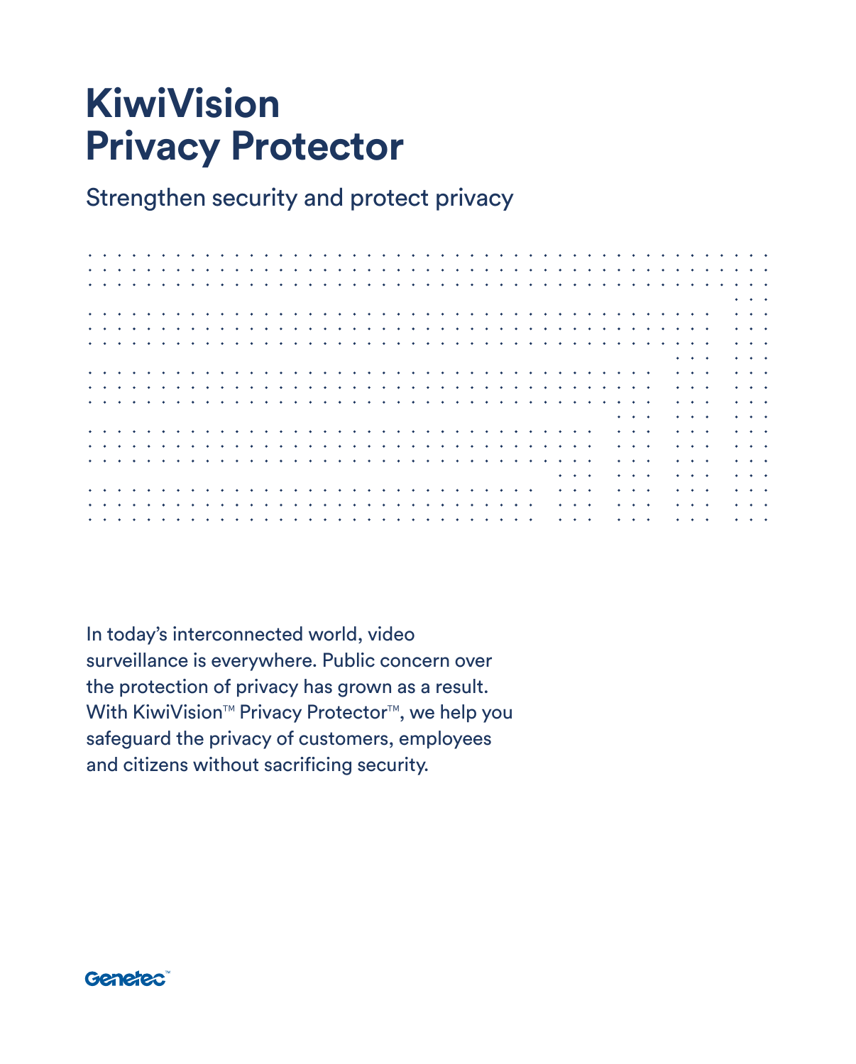# KiwiVision Privacy Protector

Strengthen security and protect privacy

In today's interconnected world, video surveillance is everywhere. Public concern over the protection of privacy has grown as a result. With KiwiVision™ Privacy Protector™, we help you safeguard the privacy of customers, employees and citizens without sacrificing security.

Genetec™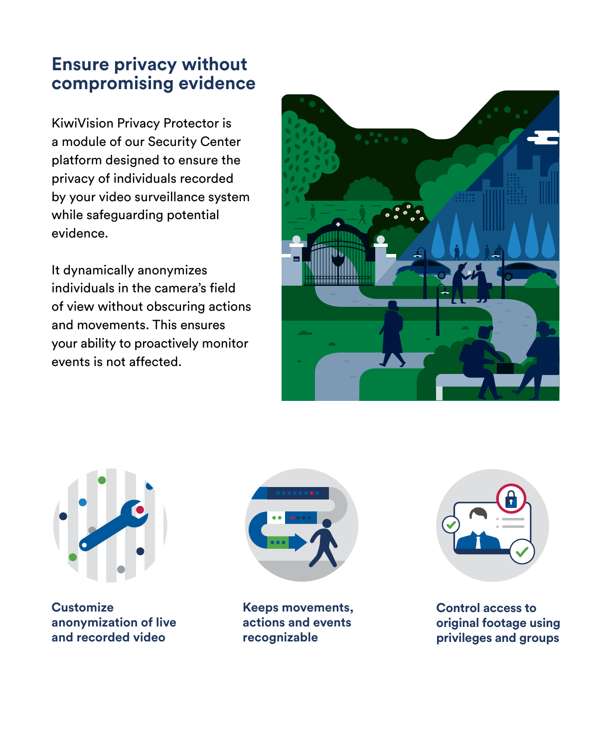## Ensure privacy without compromising evidence

KiwiVision Privacy Protector is a module of our Security Center platform designed to ensure the privacy of individuals recorded by your video surveillance system while safeguarding potential evidence.

It dynamically anonymizes individuals in the camera's field of view without obscuring actions and movements. This ensures your ability to proactively monitor events is not affected.

**Customize anonymization of live and recorded video**

**Keeps movements, actions and events recognizable**

**Control access to original footage using privileges and groups**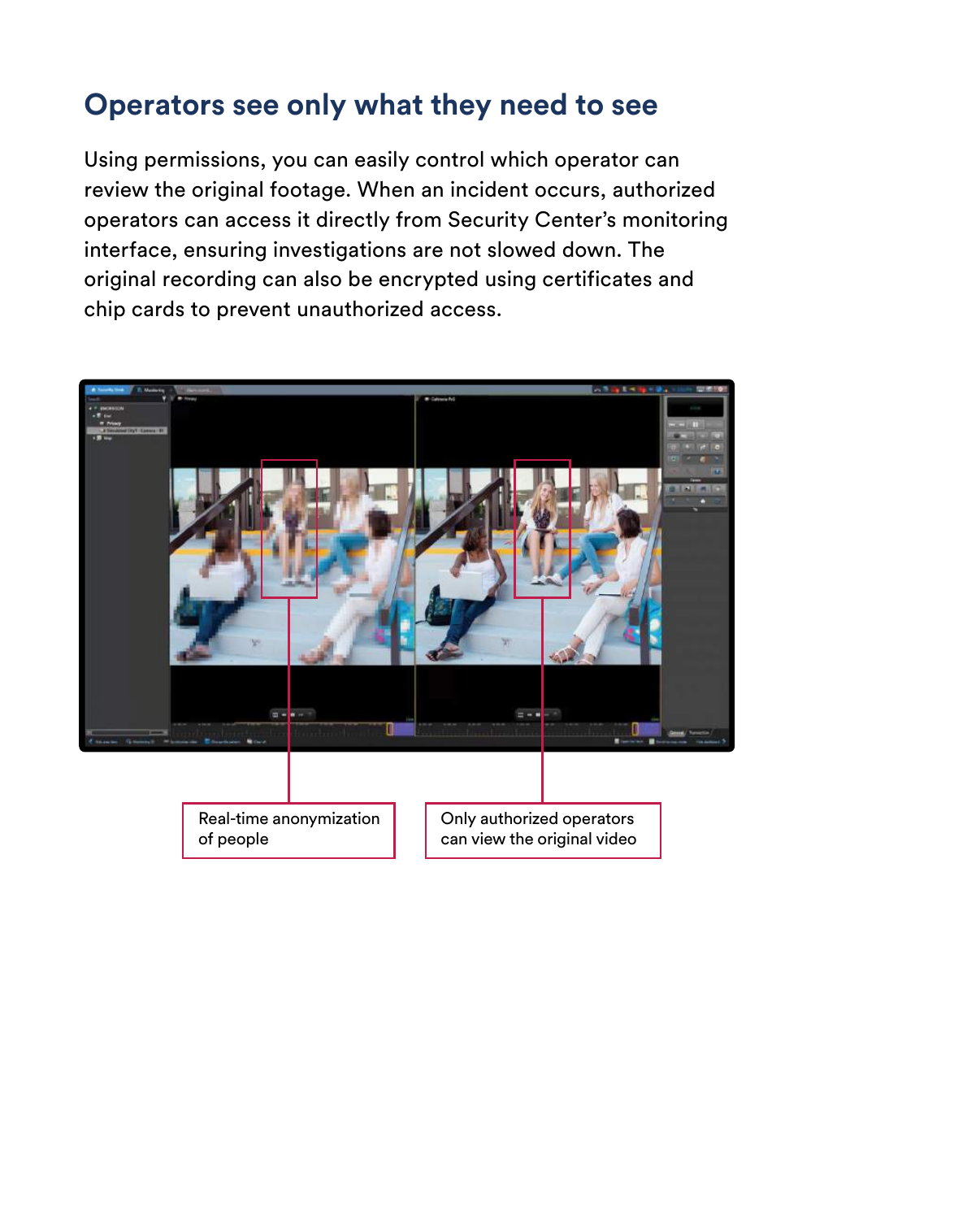## Operators see only what they need to see

Using permissions, you can easily control which operator can review the original footage. When an incident occurs, authorized operators can access it directly from Security Center's monitoring interface, ensuring investigations are not slowed down. The original recording can also be encrypted using certificates and chip cards to prevent unauthorized access.

Real-time anonymization of people

Only authorized operators can view the original video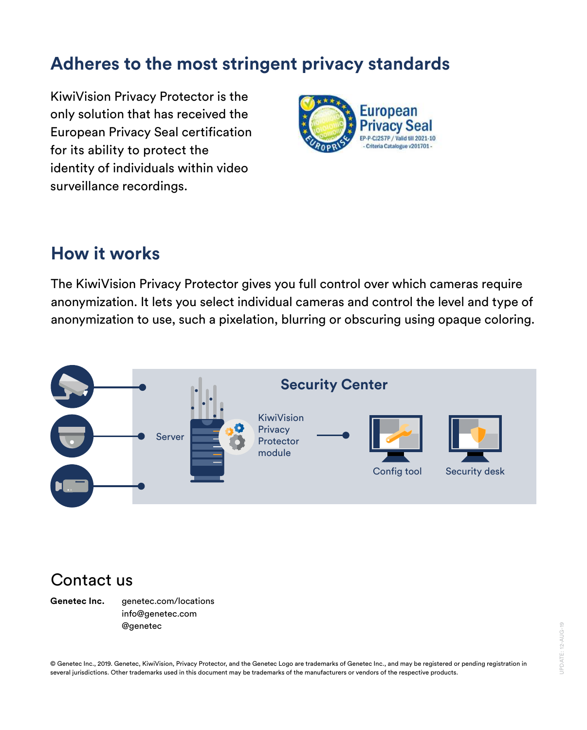## Adheres to the most stringent privacy standards

KiwiVision Privacy Protector is the only solution that has received the European Privacy Seal certification for its ability to protect the identity of individuals within video surveillance recordings.

European Privacy Seal
EP-P-CJ2S7P / Valid till 2021-10
- Criteria Catalogue v201701 -

## How it works

The KiwiVision Privacy Protector gives you full control over which cameras require anonymization. It lets you select individual cameras and control the level and type of anonymization to use, such a pixelation, blurring or obscuring using opaque coloring.

Security Center

Server

KiwiVision Privacy Protector module

Config tool

Security desk

## Contact us

**Genetec Inc.** genetec.com/locations
info@genetec.com
@genetec

© Genetec Inc., 2019. Genetec, KiwiVision, Privacy Protector, and the Genetec Logo are trademarks of Genetec Inc., and may be registered or pending registration in several jurisdictions. Other trademarks used in this document may be trademarks of the manufacturers or vendors of the respective products.

UPDATE: 12-AUG-19